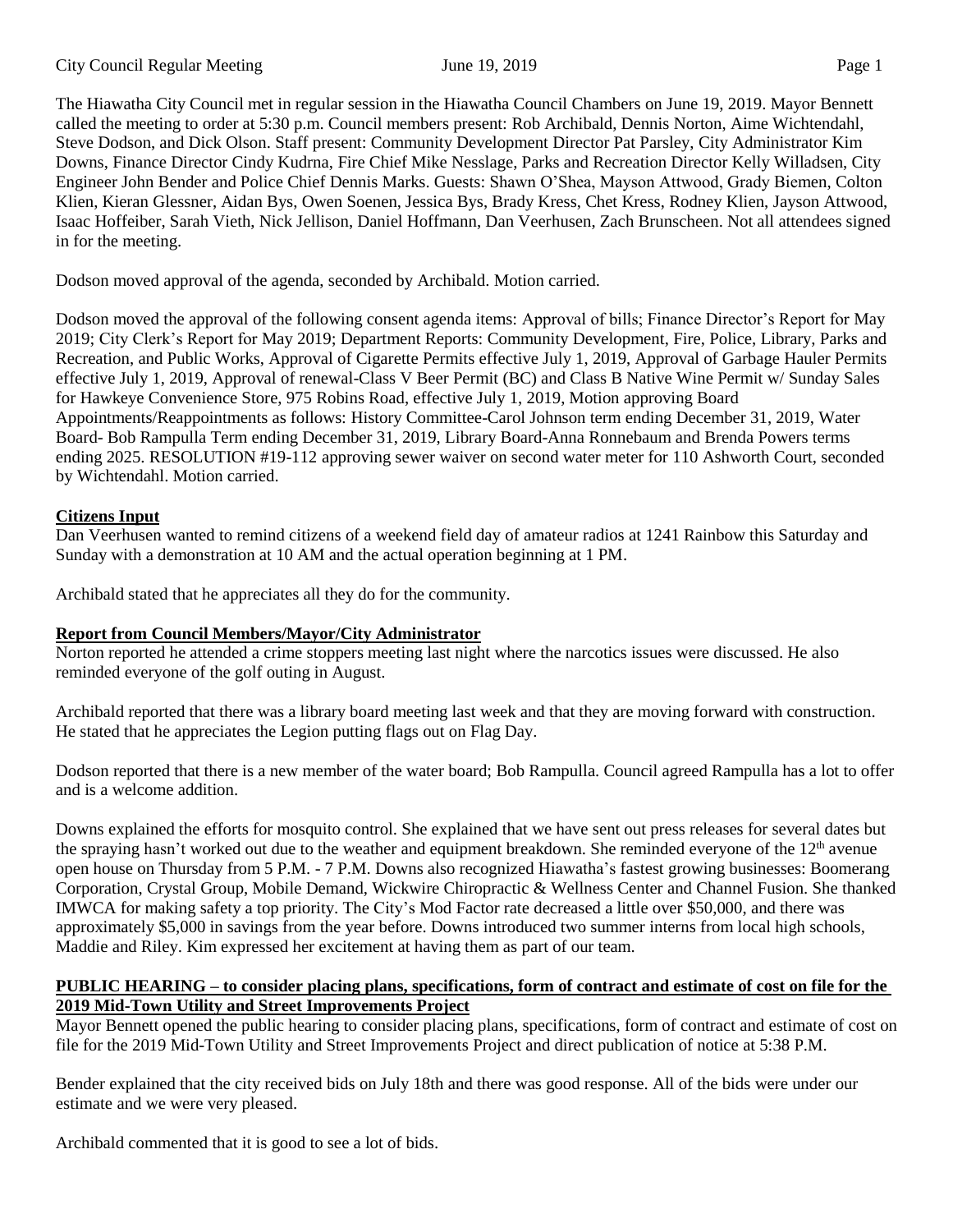The Hiawatha City Council met in regular session in the Hiawatha Council Chambers on June 19, 2019. Mayor Bennett called the meeting to order at 5:30 p.m. Council members present: Rob Archibald, Dennis Norton, Aime Wichtendahl, Steve Dodson, and Dick Olson. Staff present: Community Development Director Pat Parsley, City Administrator Kim Downs, Finance Director Cindy Kudrna, Fire Chief Mike Nesslage, Parks and Recreation Director Kelly Willadsen, City Engineer John Bender and Police Chief Dennis Marks. Guests: Shawn O'Shea, Mayson Attwood, Grady Biemen, Colton Klien, Kieran Glessner, Aidan Bys, Owen Soenen, Jessica Bys, Brady Kress, Chet Kress, Rodney Klien, Jayson Attwood, Isaac Hoffeiber, Sarah Vieth, Nick Jellison, Daniel Hoffmann, Dan Veerhusen, Zach Brunscheen. Not all attendees signed in for the meeting.

Dodson moved approval of the agenda, seconded by Archibald. Motion carried.

Dodson moved the approval of the following consent agenda items: Approval of bills; Finance Director's Report for May 2019; City Clerk's Report for May 2019; Department Reports: Community Development, Fire, Police, Library, Parks and Recreation, and Public Works, Approval of Cigarette Permits effective July 1, 2019, Approval of Garbage Hauler Permits effective July 1, 2019, Approval of renewal-Class V Beer Permit (BC) and Class B Native Wine Permit w/ Sunday Sales for Hawkeye Convenience Store, 975 Robins Road, effective July 1, 2019, Motion approving Board Appointments/Reappointments as follows: History Committee-Carol Johnson term ending December 31, 2019, Water Board- Bob Rampulla Term ending December 31, 2019, Library Board-Anna Ronnebaum and Brenda Powers terms ending 2025. RESOLUTION #19-112 approving sewer waiver on second water meter for 110 Ashworth Court, seconded by Wichtendahl. Motion carried.

## Citizens Input

Dan Veerhusen wanted to remind citizens of a weekend field day of amateur radios at 1241 Rainbow this Saturday and Sunday with a demonstration at 10 AM and the actual operation beginning at 1 PM.

Archibald stated that he appreciates all they do for the community.

## Report from Council Members/Mayor/City Administrator

Norton reported he attended a crime stoppers meeting last night where the narcotics issues were discussed. He also reminded everyone of the golf outing in August.

Archibald reported that there was a library board meeting last week and that they are moving forward with construction. He stated that he appreciates the Legion putting flags out on Flag Day.

Dodson reported that there is a new member of the water board; Bob Rampulla. Council agreed Rampulla has a lot to offer and is a welcome addition.

Downs explained the efforts for mosquito control. She explained that we have sent out press releases for several dates but the spraying hasn't worked out due to the weather and equipment breakdown. She reminded everyone of the 12th avenue open house on Thursday from 5 P.M. - 7 P.M. Downs also recognized Hiawatha's fastest growing businesses: Boomerang Corporation, Crystal Group, Mobile Demand, Wickwire Chiropractic & Wellness Center and Channel Fusion. She thanked IMWCA for making safety a top priority. The City's Mod Factor rate decreased a little over $50,000, and there was approximately $5,000 in savings from the year before. Downs introduced two summer interns from local high schools, Maddie and Riley. Kim expressed her excitement at having them as part of our team.

## PUBLIC HEARING – to consider placing plans, specifications, form of contract and estimate of cost on file for the 2019 Mid-Town Utility and Street Improvements Project

Mayor Bennett opened the public hearing to consider placing plans, specifications, form of contract and estimate of cost on file for the 2019 Mid-Town Utility and Street Improvements Project and direct publication of notice at 5:38 P.M.

Bender explained that the city received bids on July 18th and there was good response. All of the bids were under our estimate and we were very pleased.

Archibald commented that it is good to see a lot of bids.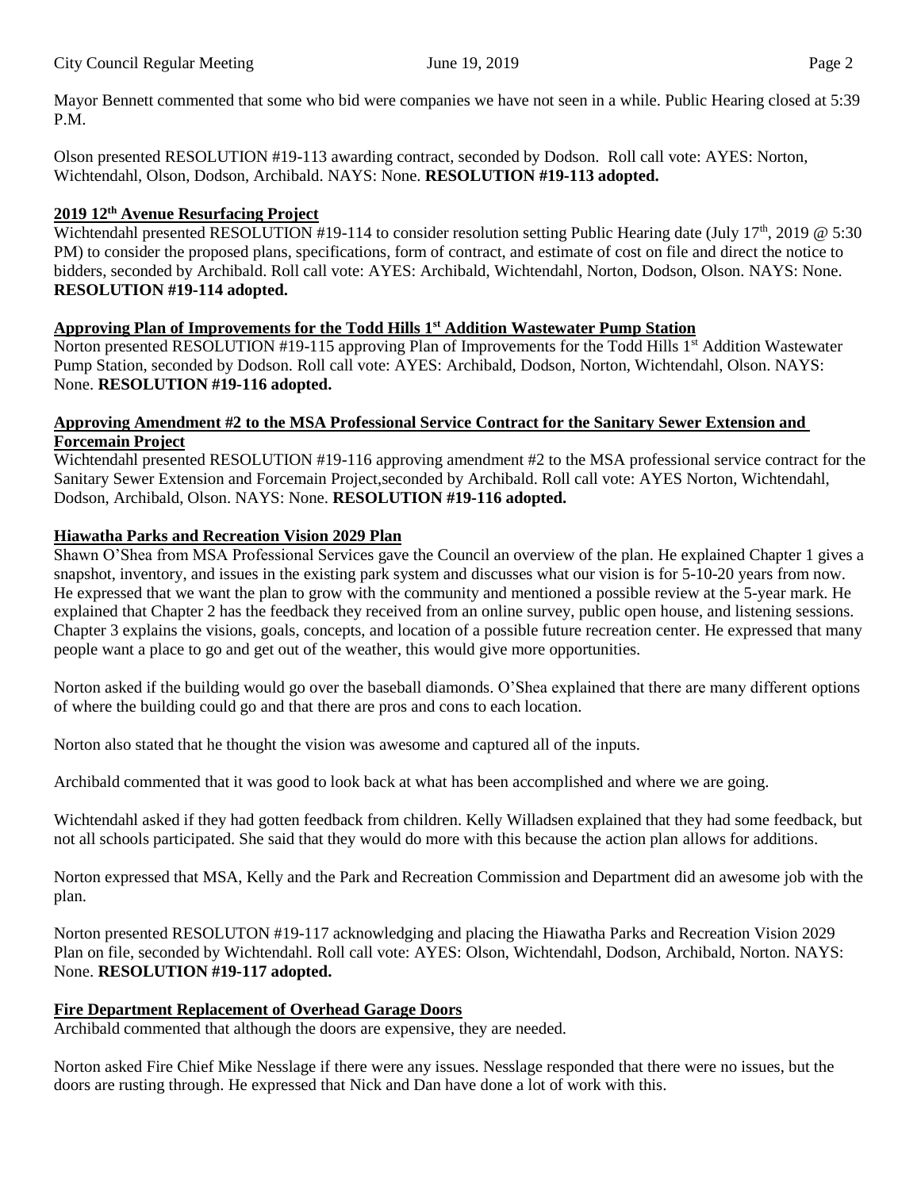Mayor Bennett commented that some who bid were companies we have not seen in a while. Public Hearing closed at 5:39 P.M.

Olson presented RESOLUTION #19-113 awarding contract, seconded by Dodson. Roll call vote: AYES: Norton, Wichtendahl, Olson, Dodson, Archibald. NAYS: None. **RESOLUTION #19-113 adopted.**

**2019 12th Avenue Resurfacing Project**

Wichtendahl presented RESOLUTION #19-114 to consider resolution setting Public Hearing date (July 17th, 2019 @ 5:30 PM) to consider the proposed plans, specifications, form of contract, and estimate of cost on file and direct the notice to bidders, seconded by Archibald. Roll call vote: AYES: Archibald, Wichtendahl, Norton, Dodson, Olson. NAYS: None. **RESOLUTION #19-114 adopted.**

**Approving Plan of Improvements for the Todd Hills 1st Addition Wastewater Pump Station**

Norton presented RESOLUTION #19-115 approving Plan of Improvements for the Todd Hills 1st Addition Wastewater Pump Station, seconded by Dodson. Roll call vote: AYES: Archibald, Dodson, Norton, Wichtendahl, Olson. NAYS: None. **RESOLUTION #19-116 adopted.**

**Approving Amendment #2 to the MSA Professional Service Contract for the Sanitary Sewer Extension and Forcemain Project**

Wichtendahl presented RESOLUTION #19-116 approving amendment #2 to the MSA professional service contract for the Sanitary Sewer Extension and Forcemain Project,seconded by Archibald. Roll call vote: AYES Norton, Wichtendahl, Dodson, Archibald, Olson. NAYS: None. **RESOLUTION #19-116 adopted.**

**Hiawatha Parks and Recreation Vision 2029 Plan**

Shawn O'Shea from MSA Professional Services gave the Council an overview of the plan. He explained Chapter 1 gives a snapshot, inventory, and issues in the existing park system and discusses what our vision is for 5-10-20 years from now. He expressed that we want the plan to grow with the community and mentioned a possible review at the 5-year mark. He explained that Chapter 2 has the feedback they received from an online survey, public open house, and listening sessions. Chapter 3 explains the visions, goals, concepts, and location of a possible future recreation center. He expressed that many people want a place to go and get out of the weather, this would give more opportunities.

Norton asked if the building would go over the baseball diamonds. O'Shea explained that there are many different options of where the building could go and that there are pros and cons to each location.

Norton also stated that he thought the vision was awesome and captured all of the inputs.

Archibald commented that it was good to look back at what has been accomplished and where we are going.

Wichtendahl asked if they had gotten feedback from children. Kelly Willadsen explained that they had some feedback, but not all schools participated. She said that they would do more with this because the action plan allows for additions.

Norton expressed that MSA, Kelly and the Park and Recreation Commission and Department did an awesome job with the plan.

Norton presented RESOLUTON #19-117 acknowledging and placing the Hiawatha Parks and Recreation Vision 2029 Plan on file, seconded by Wichtendahl. Roll call vote: AYES: Olson, Wichtendahl, Dodson, Archibald, Norton. NAYS: None. **RESOLUTION #19-117 adopted.**

**Fire Department Replacement of Overhead Garage Doors**

Archibald commented that although the doors are expensive, they are needed.

Norton asked Fire Chief Mike Nesslage if there were any issues. Nesslage responded that there were no issues, but the doors are rusting through. He expressed that Nick and Dan have done a lot of work with this.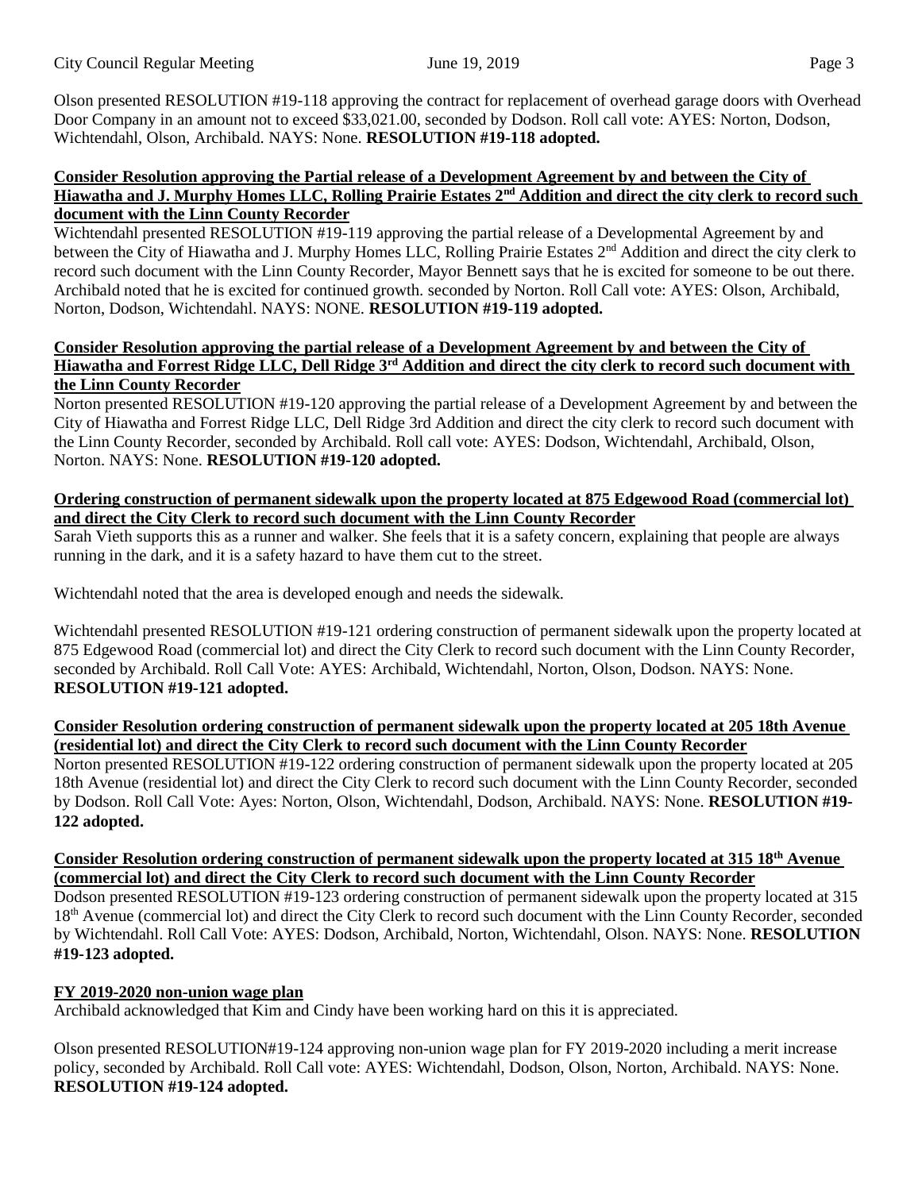Olson presented RESOLUTION #19-118 approving the contract for replacement of overhead garage doors with Overhead Door Company in an amount not to exceed $33,021.00, seconded by Dodson. Roll call vote: AYES: Norton, Dodson, Wichtendahl, Olson, Archibald. NAYS: None. **RESOLUTION #19-118 adopted.**

**Consider Resolution approving the Partial release of a Development Agreement by and between the City of Hiawatha and J. Murphy Homes LLC, Rolling Prairie Estates 2nd Addition and direct the city clerk to record such document with the Linn County Recorder**

Wichtendahl presented RESOLUTION #19-119 approving the partial release of a Developmental Agreement by and between the City of Hiawatha and J. Murphy Homes LLC, Rolling Prairie Estates 2nd Addition and direct the city clerk to record such document with the Linn County Recorder, Mayor Bennett says that he is excited for someone to be out there. Archibald noted that he is excited for continued growth. seconded by Norton. Roll Call vote: AYES: Olson, Archibald, Norton, Dodson, Wichtendahl. NAYS: NONE. **RESOLUTION #19-119 adopted.**

**Consider Resolution approving the partial release of a Development Agreement by and between the City of Hiawatha and Forrest Ridge LLC, Dell Ridge 3rd Addition and direct the city clerk to record such document with the Linn County Recorder**

Norton presented RESOLUTION #19-120 approving the partial release of a Development Agreement by and between the City of Hiawatha and Forrest Ridge LLC, Dell Ridge 3rd Addition and direct the city clerk to record such document with the Linn County Recorder, seconded by Archibald. Roll call vote: AYES: Dodson, Wichtendahl, Archibald, Olson, Norton. NAYS: None. **RESOLUTION #19-120 adopted.**

**Ordering construction of permanent sidewalk upon the property located at 875 Edgewood Road (commercial lot) and direct the City Clerk to record such document with the Linn County Recorder**

Sarah Vieth supports this as a runner and walker. She feels that it is a safety concern, explaining that people are always running in the dark, and it is a safety hazard to have them cut to the street.

Wichtendahl noted that the area is developed enough and needs the sidewalk.

Wichtendahl presented RESOLUTION #19-121 ordering construction of permanent sidewalk upon the property located at 875 Edgewood Road (commercial lot) and direct the City Clerk to record such document with the Linn County Recorder, seconded by Archibald. Roll Call Vote: AYES: Archibald, Wichtendahl, Norton, Olson, Dodson. NAYS: None. **RESOLUTION #19-121 adopted.**

**Consider Resolution ordering construction of permanent sidewalk upon the property located at 205 18th Avenue (residential lot) and direct the City Clerk to record such document with the Linn County Recorder**

Norton presented RESOLUTION #19-122 ordering construction of permanent sidewalk upon the property located at 205 18th Avenue (residential lot) and direct the City Clerk to record such document with the Linn County Recorder, seconded by Dodson. Roll Call Vote: Ayes: Norton, Olson, Wichtendahl, Dodson, Archibald. NAYS: None. **RESOLUTION #19-122 adopted.**

**Consider Resolution ordering construction of permanent sidewalk upon the property located at 315 18th Avenue (commercial lot) and direct the City Clerk to record such document with the Linn County Recorder**

Dodson presented RESOLUTION #19-123 ordering construction of permanent sidewalk upon the property located at 315 18th Avenue (commercial lot) and direct the City Clerk to record such document with the Linn County Recorder, seconded by Wichtendahl. Roll Call Vote: AYES: Dodson, Archibald, Norton, Wichtendahl, Olson. NAYS: None. **RESOLUTION #19-123 adopted.**

**FY 2019-2020 non-union wage plan**

Archibald acknowledged that Kim and Cindy have been working hard on this it is appreciated.

Olson presented RESOLUTION#19-124 approving non-union wage plan for FY 2019-2020 including a merit increase policy, seconded by Archibald. Roll Call vote: AYES: Wichtendahl, Dodson, Olson, Norton, Archibald. NAYS: None. **RESOLUTION #19-124 adopted.**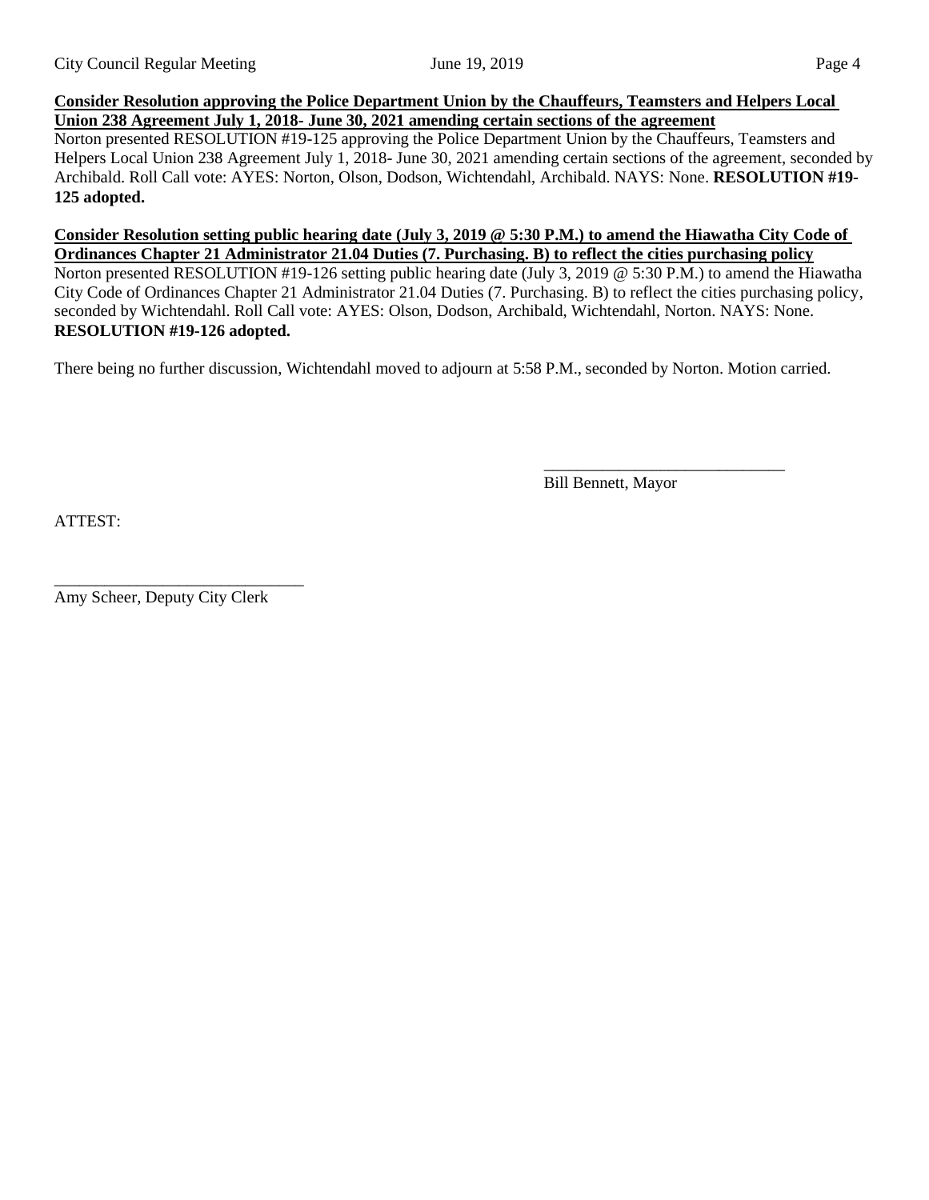**Consider Resolution approving the Police Department Union by the Chauffeurs, Teamsters and Helpers Local Union 238 Agreement July 1, 2018- June 30, 2021 amending certain sections of the agreement**

Norton presented RESOLUTION #19-125 approving the Police Department Union by the Chauffeurs, Teamsters and Helpers Local Union 238 Agreement July 1, 2018- June 30, 2021 amending certain sections of the agreement, seconded by Archibald. Roll Call vote: AYES: Norton, Olson, Dodson, Wichtendahl, Archibald. NAYS: None. **RESOLUTION #19-125 adopted.**

**Consider Resolution setting public hearing date (July 3, 2019 @ 5:30 P.M.) to amend the Hiawatha City Code of Ordinances Chapter 21 Administrator 21.04 Duties (7. Purchasing. B) to reflect the cities purchasing policy**

Norton presented RESOLUTION #19-126 setting public hearing date (July 3, 2019 @ 5:30 P.M.) to amend the Hiawatha City Code of Ordinances Chapter 21 Administrator 21.04 Duties (7. Purchasing. B) to reflect the cities purchasing policy, seconded by Wichtendahl. Roll Call vote: AYES: Olson, Dodson, Archibald, Wichtendahl, Norton. NAYS: None. **RESOLUTION #19-126 adopted.**

There being no further discussion, Wichtendahl moved to adjourn at 5:58 P.M., seconded by Norton. Motion carried.

\_\_\_\_\_\_\_\_\_\_\_\_\_\_\_\_\_\_\_\_\_\_\_\_\_\_\_\_\_\_

Bill Bennett, Mayor

ATTEST:

\_\_\_\_\_\_\_\_\_\_\_\_\_\_\_\_\_\_\_\_\_\_\_\_\_\_\_\_\_\_

Amy Scheer, Deputy City Clerk